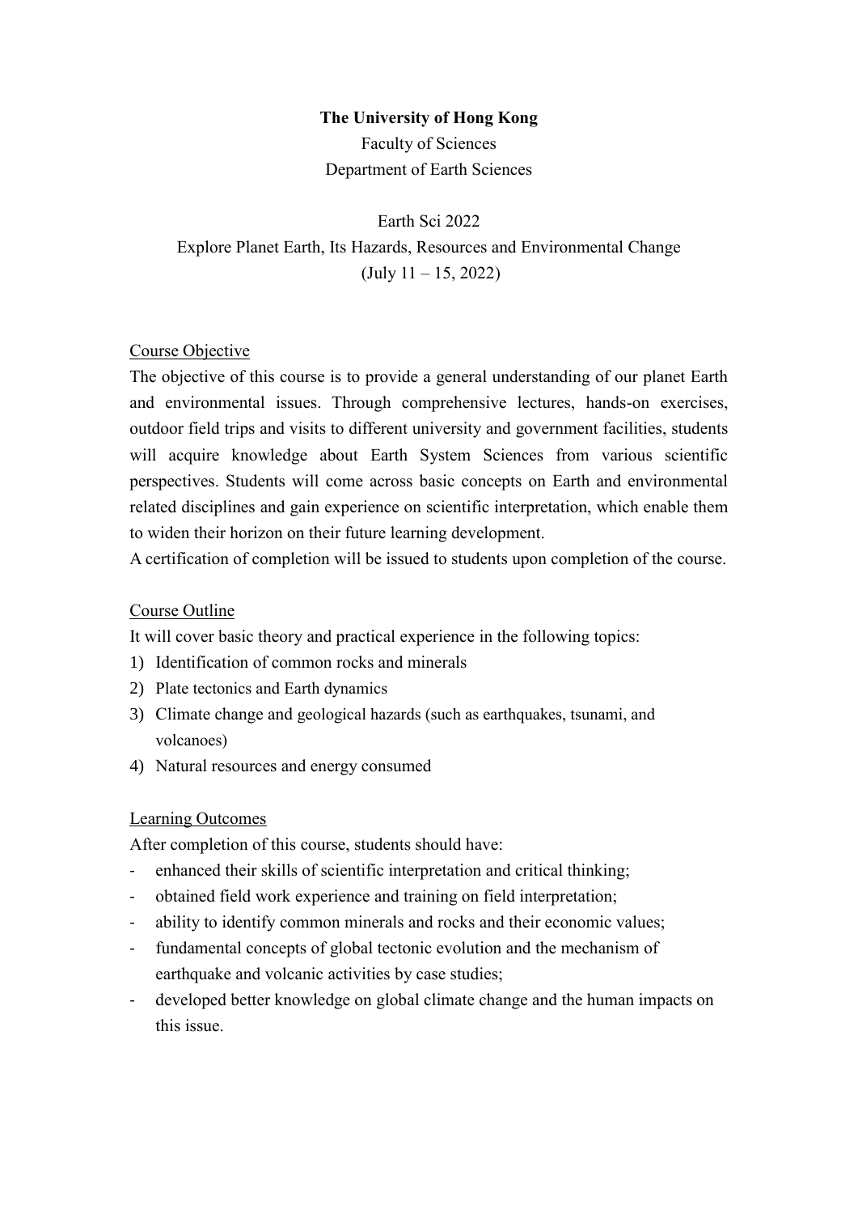**The University of Hong Kong**

Faculty of Sciences

Department of Earth Sciences

Earth Sci 2022

Explore Planet Earth, Its Hazards, Resources and Environmental Change

(July 11 – 15, 2022)

## Course Objective

The objective of this course is to provide a general understanding of our planet Earth and environmental issues. Through comprehensive lectures, hands-on exercises, outdoor field trips and visits to different university and government facilities, students will acquire knowledge about Earth System Sciences from various scientific perspectives. Students will come across basic concepts on Earth and environmental related disciplines and gain experience on scientific interpretation, which enable them to widen their horizon on their future learning development.

A certification of completion will be issued to students upon completion of the course.

## Course Outline

It will cover basic theory and practical experience in the following topics:

1) Identification of common rocks and minerals
2) Plate tectonics and Earth dynamics
3) Climate change and geological hazards (such as earthquakes, tsunami, and volcanoes)
4) Natural resources and energy consumed

## Learning Outcomes

After completion of this course, students should have:

- enhanced their skills of scientific interpretation and critical thinking;
- obtained field work experience and training on field interpretation;
- ability to identify common minerals and rocks and their economic values;
- fundamental concepts of global tectonic evolution and the mechanism of earthquake and volcanic activities by case studies;
- developed better knowledge on global climate change and the human impacts on this issue.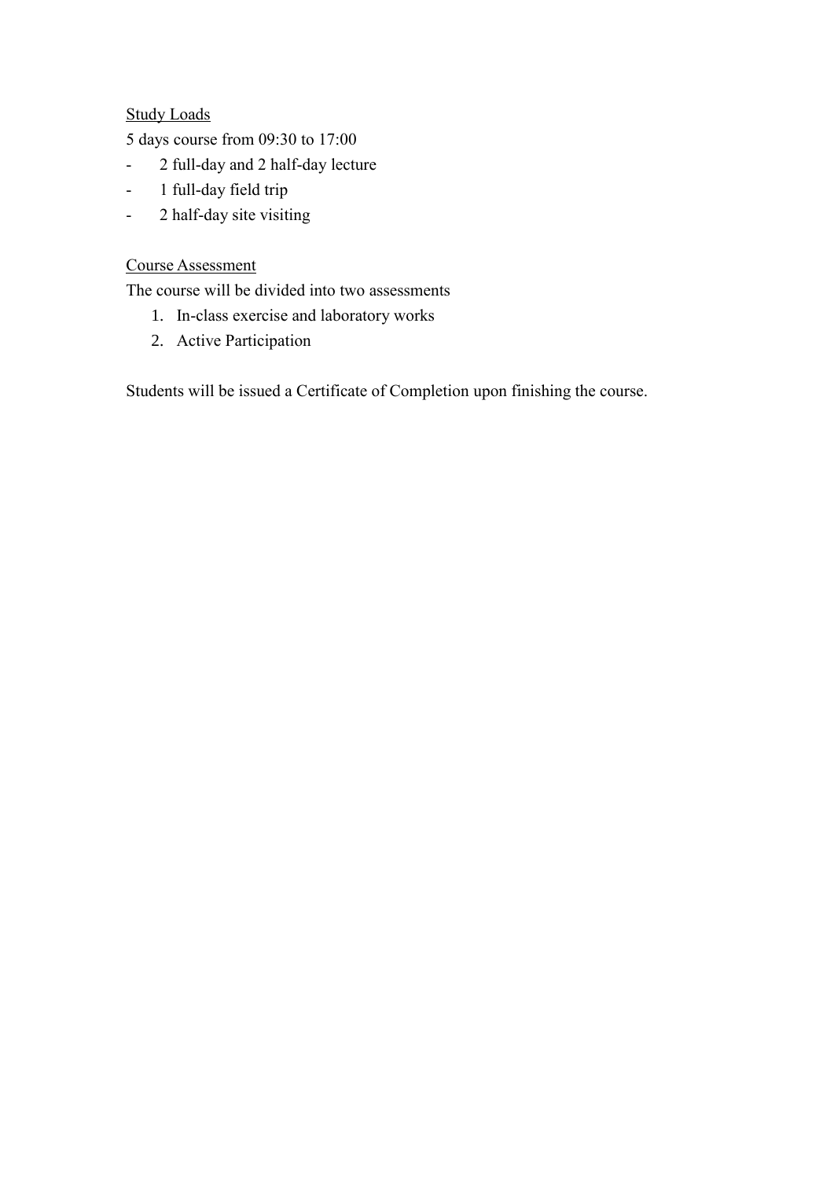<u>Study Loads</u>

5 days course from 09:30 to 17:00

- 2 full-day and 2 half-day lecture
- 1 full-day field trip
- 2 half-day site visiting

<u>Course Assessment</u>

The course will be divided into two assessments

1. In-class exercise and laboratory works
2. Active Participation

Students will be issued a Certificate of Completion upon finishing the course.